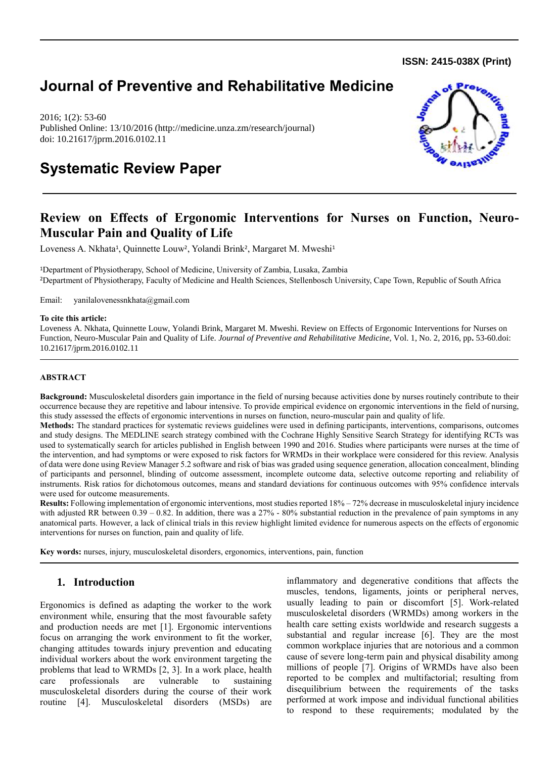ISSN: 2415-038X (Print)

# Journal of Preventive and Rehabilitative Medicine

2016; 1(2): 53-60
Published Online: 13/10/2016 (http://medicine.unza.zm/research/journal)
doi: 10.21617/jprm.2016.0102.11

## Systematic Review Paper

# Review on Effects of Ergonomic Interventions for Nurses on Function, Neuro-Muscular Pain and Quality of Life

Loveness A. Nkhata[1], Quinnette Louw[2], Yolandi Brink[2], Margaret M. Mweshi[1]

[1]Department of Physiotherapy, School of Medicine, University of Zambia, Lusaka, Zambia
[2]Department of Physiotherapy, Faculty of Medicine and Health Sciences, Stellenbosch University, Cape Town, Republic of South Africa

Email: yanilalovenessnkhata@gmail.com

**To cite this article:**
Loveness A. Nkhata, Quinnette Louw, Yolandi Brink, Margaret M. Mweshi. Review on Effects of Ergonomic Interventions for Nurses on Function, Neuro-Muscular Pain and Quality of Life. *Journal of Preventive and Rehabilitative Medicine,* Vol. 1, No. 2, 2016, pp**.** 53-60.doi: 10.21617/jprm.2016.0102.11

**ABSTRACT**

**Background:** Musculoskeletal disorders gain importance in the field of nursing because activities done by nurses routinely contribute to their occurrence because they are repetitive and labour intensive. To provide empirical evidence on ergonomic interventions in the field of nursing, this study assessed the effects of ergonomic interventions in nurses on function, neuro-muscular pain and quality of life.

**Methods:** The standard practices for systematic reviews guidelines were used in defining participants, interventions, comparisons, outcomes and study designs. The MEDLINE search strategy combined with the Cochrane Highly Sensitive Search Strategy for identifying RCTs was used to systematically search for articles published in English between 1990 and 2016. Studies where participants were nurses at the time of the intervention, and had symptoms or were exposed to risk factors for WRMDs in their workplace were considered for this review. Analysis of data were done using Review Manager 5.2 software and risk of bias was graded using sequence generation, allocation concealment, blinding of participants and personnel, blinding of outcome assessment, incomplete outcome data, selective outcome reporting and reliability of instruments. Risk ratios for dichotomous outcomes, means and standard deviations for continuous outcomes with 95% confidence intervals were used for outcome measurements.

**Results:** Following implementation of ergonomic interventions, most studies reported 18% – 72% decrease in musculoskeletal injury incidence with adjusted RR between 0.39 – 0.82. In addition, there was a 27% - 80% substantial reduction in the prevalence of pain symptoms in any anatomical parts. However, a lack of clinical trials in this review highlight limited evidence for numerous aspects on the effects of ergonomic interventions for nurses on function, pain and quality of life.

**Key words:** nurses, injury, musculoskeletal disorders, ergonomics, interventions, pain, function

## 1. Introduction

Ergonomics is defined as adapting the worker to the work environment while, ensuring that the most favourable safety and production needs are met [1]. Ergonomic interventions focus on arranging the work environment to fit the worker, changing attitudes towards injury prevention and educating individual workers about the work environment targeting the problems that lead to WRMDs [2, 3]. In a work place, health care professionals are vulnerable to sustaining musculoskeletal disorders during the course of their work routine [4]. Musculoskeletal disorders (MSDs) are inflammatory and degenerative conditions that affects the muscles, tendons, ligaments, joints or peripheral nerves, usually leading to pain or discomfort [5]. Work-related musculoskeletal disorders (WRMDs) among workers in the health care setting exists worldwide and research suggests a substantial and regular increase [6]. They are the most common workplace injuries that are notorious and a common cause of severe long-term pain and physical disability among millions of people [7]. Origins of WRMDs have also been reported to be complex and multifactorial; resulting from disequilibrium between the requirements of the tasks performed at work impose and individual functional abilities to respond to these requirements; modulated by the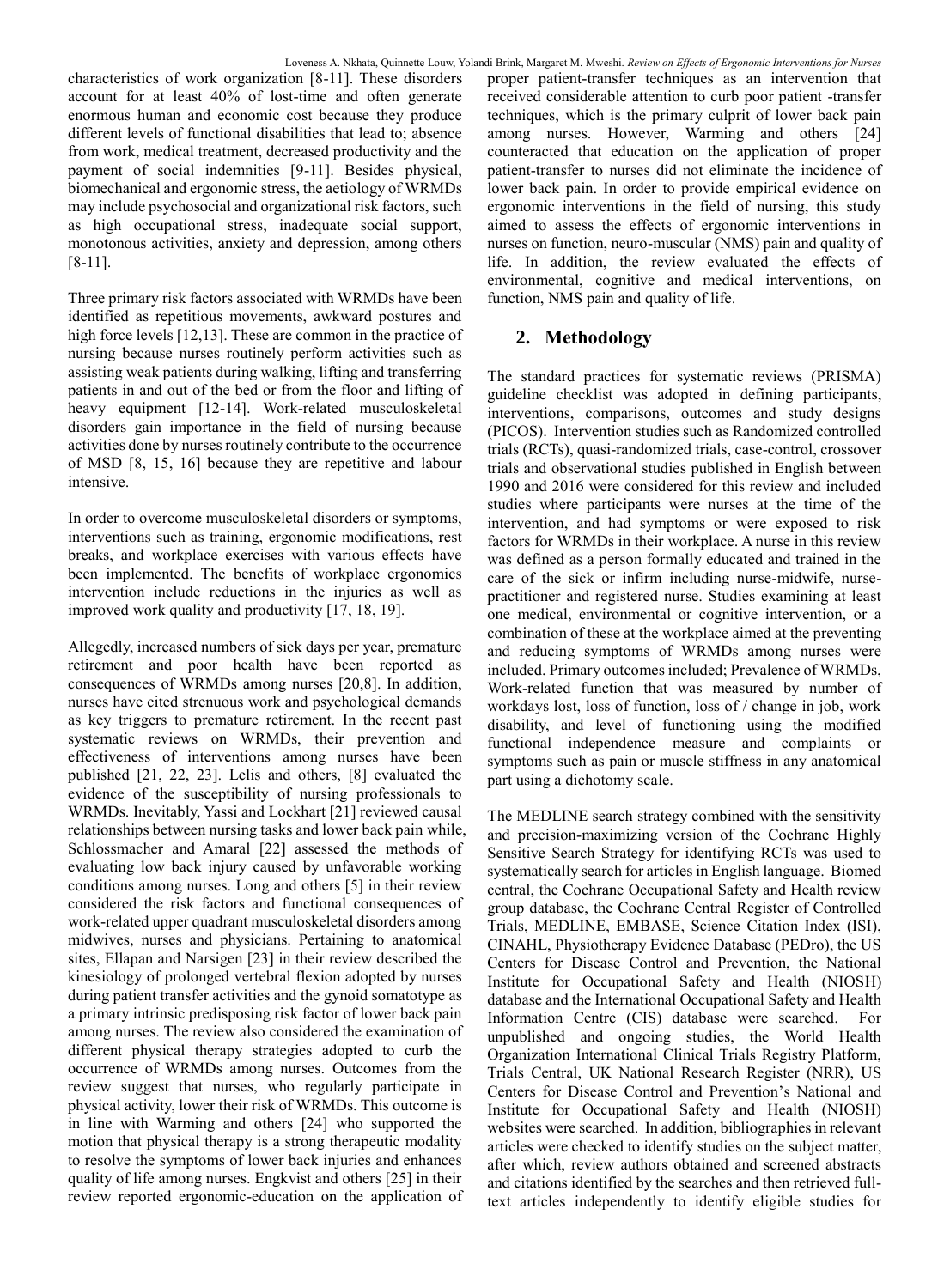characteristics of work organization [8-11]. These disorders account for at least 40% of lost-time and often generate enormous human and economic cost because they produce different levels of functional disabilities that lead to; absence from work, medical treatment, decreased productivity and the payment of social indemnities [9-11]. Besides physical, biomechanical and ergonomic stress, the aetiology of WRMDs may include psychosocial and organizational risk factors, such as high occupational stress, inadequate social support, monotonous activities, anxiety and depression, among others [8-11].

Three primary risk factors associated with WRMDs have been identified as repetitious movements, awkward postures and high force levels [12,13]. These are common in the practice of nursing because nurses routinely perform activities such as assisting weak patients during walking, lifting and transferring patients in and out of the bed or from the floor and lifting of heavy equipment [12-14]. Work-related musculoskeletal disorders gain importance in the field of nursing because activities done by nurses routinely contribute to the occurrence of MSD [8, 15, 16] because they are repetitive and labour intensive.

In order to overcome musculoskeletal disorders or symptoms, interventions such as training, ergonomic modifications, rest breaks, and workplace exercises with various effects have been implemented. The benefits of workplace ergonomics intervention include reductions in the injuries as well as improved work quality and productivity [17, 18, 19].

Allegedly, increased numbers of sick days per year, premature retirement and poor health have been reported as consequences of WRMDs among nurses [20,8]. In addition, nurses have cited strenuous work and psychological demands as key triggers to premature retirement. In the recent past systematic reviews on WRMDs, their prevention and effectiveness of interventions among nurses have been published [21, 22, 23]. Lelis and others, [8] evaluated the evidence of the susceptibility of nursing professionals to WRMDs. Inevitably, Yassi and Lockhart [21] reviewed causal relationships between nursing tasks and lower back pain while, Schlossmacher and Amaral [22] assessed the methods of evaluating low back injury caused by unfavorable working conditions among nurses. Long and others [5] in their review considered the risk factors and functional consequences of work-related upper quadrant musculoskeletal disorders among midwives, nurses and physicians. Pertaining to anatomical sites, Ellapan and Narsigen [23] in their review described the kinesiology of prolonged vertebral flexion adopted by nurses during patient transfer activities and the gynoid somatotype as a primary intrinsic predisposing risk factor of lower back pain among nurses. The review also considered the examination of different physical therapy strategies adopted to curb the occurrence of WRMDs among nurses. Outcomes from the review suggest that nurses, who regularly participate in physical activity, lower their risk of WRMDs. This outcome is in line with Warming and others [24] who supported the motion that physical therapy is a strong therapeutic modality to resolve the symptoms of lower back injuries and enhances quality of life among nurses. Engkvist and others [25] in their review reported ergonomic-education on the application of proper patient-transfer techniques as an intervention that received considerable attention to curb poor patient -transfer techniques, which is the primary culprit of lower back pain among nurses. However, Warming and others [24] counteracted that education on the application of proper patient-transfer to nurses did not eliminate the incidence of lower back pain. In order to provide empirical evidence on ergonomic interventions in the field of nursing, this study aimed to assess the effects of ergonomic interventions in nurses on function, neuro-muscular (NMS) pain and quality of life. In addition, the review evaluated the effects of environmental, cognitive and medical interventions, on function, NMS pain and quality of life.

## 2. Methodology

The standard practices for systematic reviews (PRISMA) guideline checklist was adopted in defining participants, interventions, comparisons, outcomes and study designs (PICOS). Intervention studies such as Randomized controlled trials (RCTs), quasi-randomized trials, case-control, crossover trials and observational studies published in English between 1990 and 2016 were considered for this review and included studies where participants were nurses at the time of the intervention, and had symptoms or were exposed to risk factors for WRMDs in their workplace. A nurse in this review was defined as a person formally educated and trained in the care of the sick or infirm including nurse-midwife, nurse-practitioner and registered nurse. Studies examining at least one medical, environmental or cognitive intervention, or a combination of these at the workplace aimed at the preventing and reducing symptoms of WRMDs among nurses were included. Primary outcomes included; Prevalence of WRMDs, Work-related function that was measured by number of workdays lost, loss of function, loss of / change in job, work disability, and level of functioning using the modified functional independence measure and complaints or symptoms such as pain or muscle stiffness in any anatomical part using a dichotomy scale.

The MEDLINE search strategy combined with the sensitivity and precision-maximizing version of the Cochrane Highly Sensitive Search Strategy for identifying RCTs was used to systematically search for articles in English language. Biomed central, the Cochrane Occupational Safety and Health review group database, the Cochrane Central Register of Controlled Trials, MEDLINE, EMBASE, Science Citation Index (ISI), CINAHL, Physiotherapy Evidence Database (PEDro), the US Centers for Disease Control and Prevention, the National Institute for Occupational Safety and Health (NIOSH) database and the International Occupational Safety and Health Information Centre (CIS) database were searched. For unpublished and ongoing studies, the World Health Organization International Clinical Trials Registry Platform, Trials Central, UK National Research Register (NRR), US Centers for Disease Control and Prevention's National and Institute for Occupational Safety and Health (NIOSH) websites were searched. In addition, bibliographies in relevant articles were checked to identify studies on the subject matter, after which, review authors obtained and screened abstracts and citations identified by the searches and then retrieved full-text articles independently to identify eligible studies for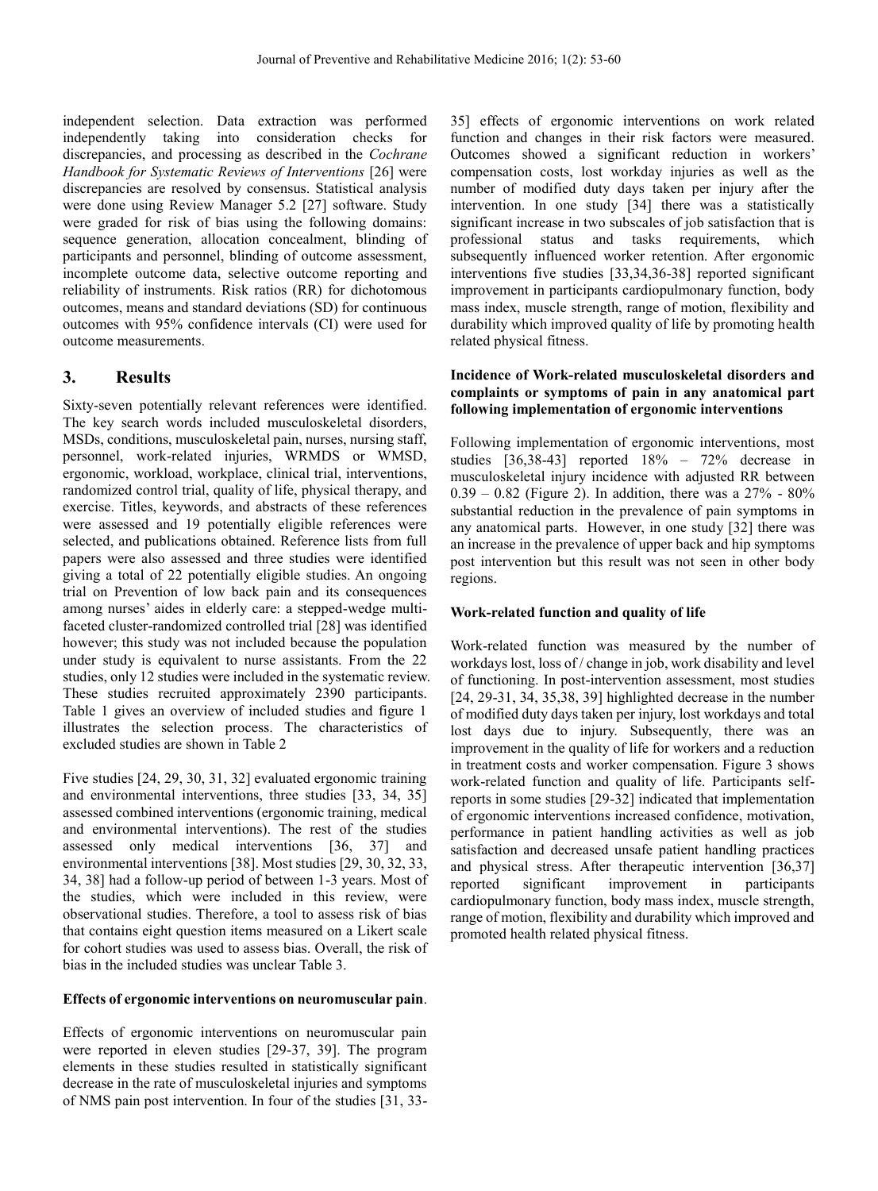independent selection. Data extraction was performed independently taking into consideration checks for discrepancies, and processing as described in the *Cochrane Handbook for Systematic Reviews of Interventions* [26] were discrepancies are resolved by consensus. Statistical analysis were done using Review Manager 5.2 [27] software. Study were graded for risk of bias using the following domains: sequence generation, allocation concealment, blinding of participants and personnel, blinding of outcome assessment, incomplete outcome data, selective outcome reporting and reliability of instruments. Risk ratios (RR) for dichotomous outcomes, means and standard deviations (SD) for continuous outcomes with 95% confidence intervals (CI) were used for outcome measurements.

## 3. Results

Sixty-seven potentially relevant references were identified. The key search words included musculoskeletal disorders, MSDs, conditions, musculoskeletal pain, nurses, nursing staff, personnel, work-related injuries, WRMDS or WMSD, ergonomic, workload, workplace, clinical trial, interventions, randomized control trial, quality of life, physical therapy, and exercise. Titles, keywords, and abstracts of these references were assessed and 19 potentially eligible references were selected, and publications obtained. Reference lists from full papers were also assessed and three studies were identified giving a total of 22 potentially eligible studies. An ongoing trial on Prevention of low back pain and its consequences among nurses' aides in elderly care: a stepped-wedge multi-faceted cluster-randomized controlled trial [28] was identified however; this study was not included because the population under study is equivalent to nurse assistants. From the 22 studies, only 12 studies were included in the systematic review. These studies recruited approximately 2390 participants. Table 1 gives an overview of included studies and figure 1 illustrates the selection process. The characteristics of excluded studies are shown in Table 2

Five studies [24, 29, 30, 31, 32] evaluated ergonomic training and environmental interventions, three studies [33, 34, 35] assessed combined interventions (ergonomic training, medical and environmental interventions). The rest of the studies assessed only medical interventions [36, 37] and environmental interventions [38]. Most studies [29, 30, 32, 33, 34, 38] had a follow-up period of between 1-3 years. Most of the studies, which were included in this review, were observational studies. Therefore, a tool to assess risk of bias that contains eight question items measured on a Likert scale for cohort studies was used to assess bias. Overall, the risk of bias in the included studies was unclear Table 3.

**Effects of ergonomic interventions on neuromuscular pain**.

Effects of ergonomic interventions on neuromuscular pain were reported in eleven studies [29-37, 39]. The program elements in these studies resulted in statistically significant decrease in the rate of musculoskeletal injuries and symptoms of NMS pain post intervention. In four of the studies [31, 33-35] effects of ergonomic interventions on work related function and changes in their risk factors were measured. Outcomes showed a significant reduction in workers' compensation costs, lost workday injuries as well as the number of modified duty days taken per injury after the intervention. In one study [34] there was a statistically significant increase in two subscales of job satisfaction that is professional status and tasks requirements, which subsequently influenced worker retention. After ergonomic interventions five studies [33,34,36-38] reported significant improvement in participants cardiopulmonary function, body mass index, muscle strength, range of motion, flexibility and durability which improved quality of life by promoting health related physical fitness.

**Incidence of Work-related musculoskeletal disorders and complaints or symptoms of pain in any anatomical part following implementation of ergonomic interventions**

Following implementation of ergonomic interventions, most studies [36,38-43] reported 18% – 72% decrease in musculoskeletal injury incidence with adjusted RR between 0.39 – 0.82 (Figure 2). In addition, there was a 27% - 80% substantial reduction in the prevalence of pain symptoms in any anatomical parts. However, in one study [32] there was an increase in the prevalence of upper back and hip symptoms post intervention but this result was not seen in other body regions.

**Work-related function and quality of life**

Work-related function was measured by the number of workdays lost, loss of / change in job, work disability and level of functioning. In post-intervention assessment, most studies [24, 29-31, 34, 35,38, 39] highlighted decrease in the number of modified duty days taken per injury, lost workdays and total lost days due to injury. Subsequently, there was an improvement in the quality of life for workers and a reduction in treatment costs and worker compensation. Figure 3 shows work-related function and quality of life. Participants self-reports in some studies [29-32] indicated that implementation of ergonomic interventions increased confidence, motivation, performance in patient handling activities as well as job satisfaction and decreased unsafe patient handling practices and physical stress. After therapeutic intervention [36,37] reported significant improvement in participants cardiopulmonary function, body mass index, muscle strength, range of motion, flexibility and durability which improved and promoted health related physical fitness.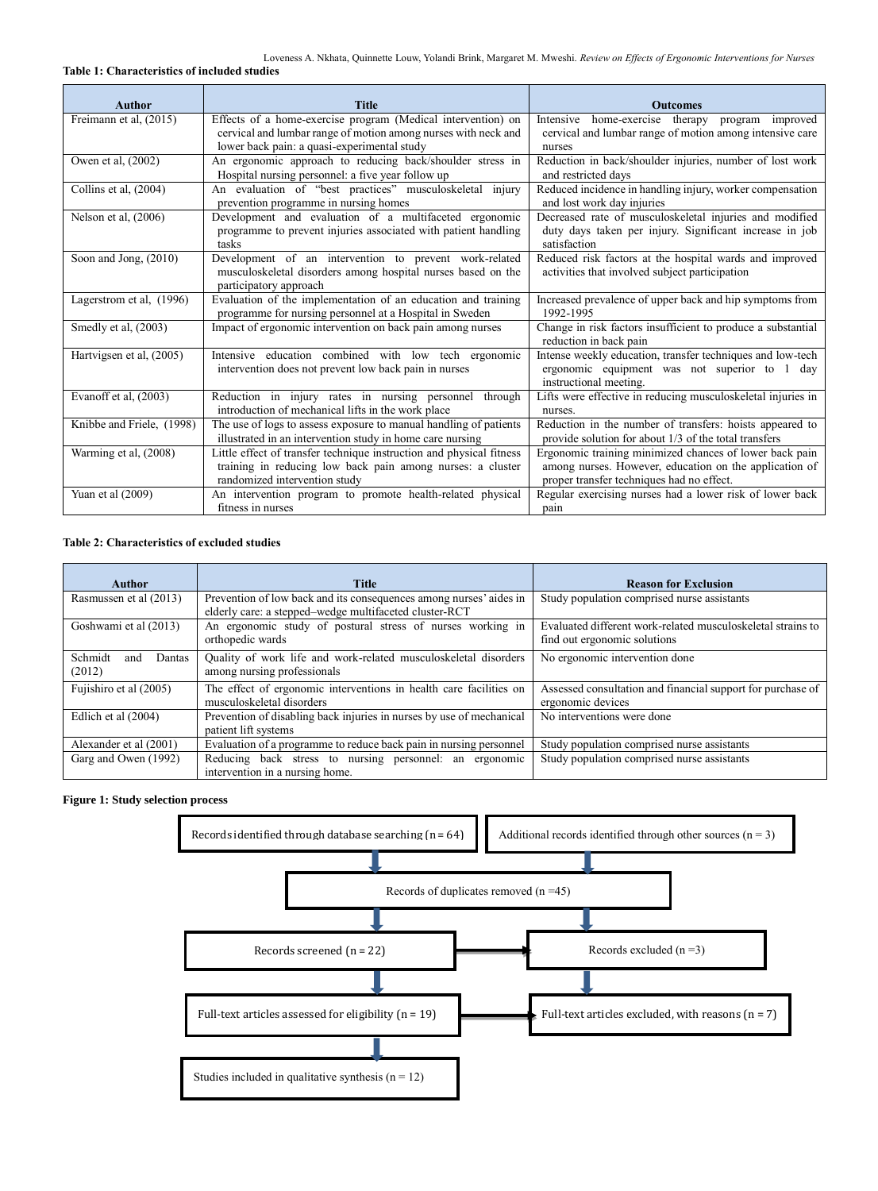**Table 1: Characteristics of included studies**

| Author | Title | Outcomes |
|---|---|---|
| Freimann et al, (2015) | Effects of a home-exercise program (Medical intervention) on cervical and lumbar range of motion among nurses with neck and lower back pain: a quasi-experimental study | Intensive home-exercise therapy program improved cervical and lumbar range of motion among intensive care nurses |
| Owen et al, (2002) | An ergonomic approach to reducing back/shoulder stress in Hospital nursing personnel: a five year follow up | Reduction in back/shoulder injuries, number of lost work and restricted days |
| Collins et al, (2004) | An evaluation of "best practices" musculoskeletal injury prevention programme in nursing homes | Reduced incidence in handling injury, worker compensation and lost work day injuries |
| Nelson et al, (2006) | Development and evaluation of a multifaceted ergonomic programme to prevent injuries associated with patient handling tasks | Decreased rate of musculoskeletal injuries and modified duty days taken per injury. Significant increase in job satisfaction |
| Soon and Jong, (2010) | Development of an intervention to prevent work-related musculoskeletal disorders among hospital nurses based on the participatory approach | Reduced risk factors at the hospital wards and improved activities that involved subject participation |
| Lagerstrom et al, (1996) | Evaluation of the implementation of an education and training programme for nursing personnel at a Hospital in Sweden | Increased prevalence of upper back and hip symptoms from 1992-1995 |
| Smedly et al, (2003) | Impact of ergonomic intervention on back pain among nurses | Change in risk factors insufficient to produce a substantial reduction in back pain |
| Hartvigsen et al, (2005) | Intensive education combined with low tech ergonomic intervention does not prevent low back pain in nurses | Intense weekly education, transfer techniques and low-tech ergonomic equipment was not superior to 1 day instructional meeting. |
| Evanoff et al, (2003) | Reduction in injury rates in nursing personnel through introduction of mechanical lifts in the work place | Lifts were effective in reducing musculoskeletal injuries in nurses. |
| Knibbe and Friele, (1998) | The use of logs to assess exposure to manual handling of patients illustrated in an intervention study in home care nursing | Reduction in the number of transfers: hoists appeared to provide solution for about 1/3 of the total transfers |
| Warming et al, (2008) | Little effect of transfer technique instruction and physical fitness training in reducing low back pain among nurses: a cluster randomized intervention study | Ergonomic training minimized chances of lower back pain among nurses. However, education on the application of proper transfer techniques had no effect. |
| Yuan et al (2009) | An intervention program to promote health-related physical fitness in nurses | Regular exercising nurses had a lower risk of lower back pain |

**Table 2: Characteristics of excluded studies**

| Author | Title | Reason for Exclusion |
|---|---|---|
| Rasmussen et al (2013) | Prevention of low back and its consequences among nurses' aides in elderly care: a stepped–wedge multifaceted cluster-RCT | Study population comprised nurse assistants |
| Goshwami et al (2013) | An ergonomic study of postural stress of nurses working in orthopedic wards | Evaluated different work-related musculoskeletal strains to find out ergonomic solutions |
| Schmidt and Dantas (2012) | Quality of work life and work-related musculoskeletal disorders among nursing professionals | No ergonomic intervention done |
| Fujishiro et al (2005) | The effect of ergonomic interventions in health care facilities on musculoskeletal disorders | Assessed consultation and financial support for purchase of ergonomic devices |
| Edlich et al (2004) | Prevention of disabling back injuries in nurses by use of mechanical patient lift systems | No interventions were done |
| Alexander et al (2001) | Evaluation of a programme to reduce back pain in nursing personnel | Study population comprised nurse assistants |
| Garg and Owen (1992) | Reducing back stress to nursing personnel: an ergonomic intervention in a nursing home. | Study population comprised nurse assistants |

**Figure 1: Study selection process**

Records identified through database searching (n = 64)

Additional records identified through other sources (n = 3)

Records of duplicates removed (n =45)

Records screened (n = 22)

Records excluded (n =3)

Full-text articles assessed for eligibility (n = 19)

Full-text articles excluded, with reasons (n = 7)

Studies included in qualitative synthesis (n = 12)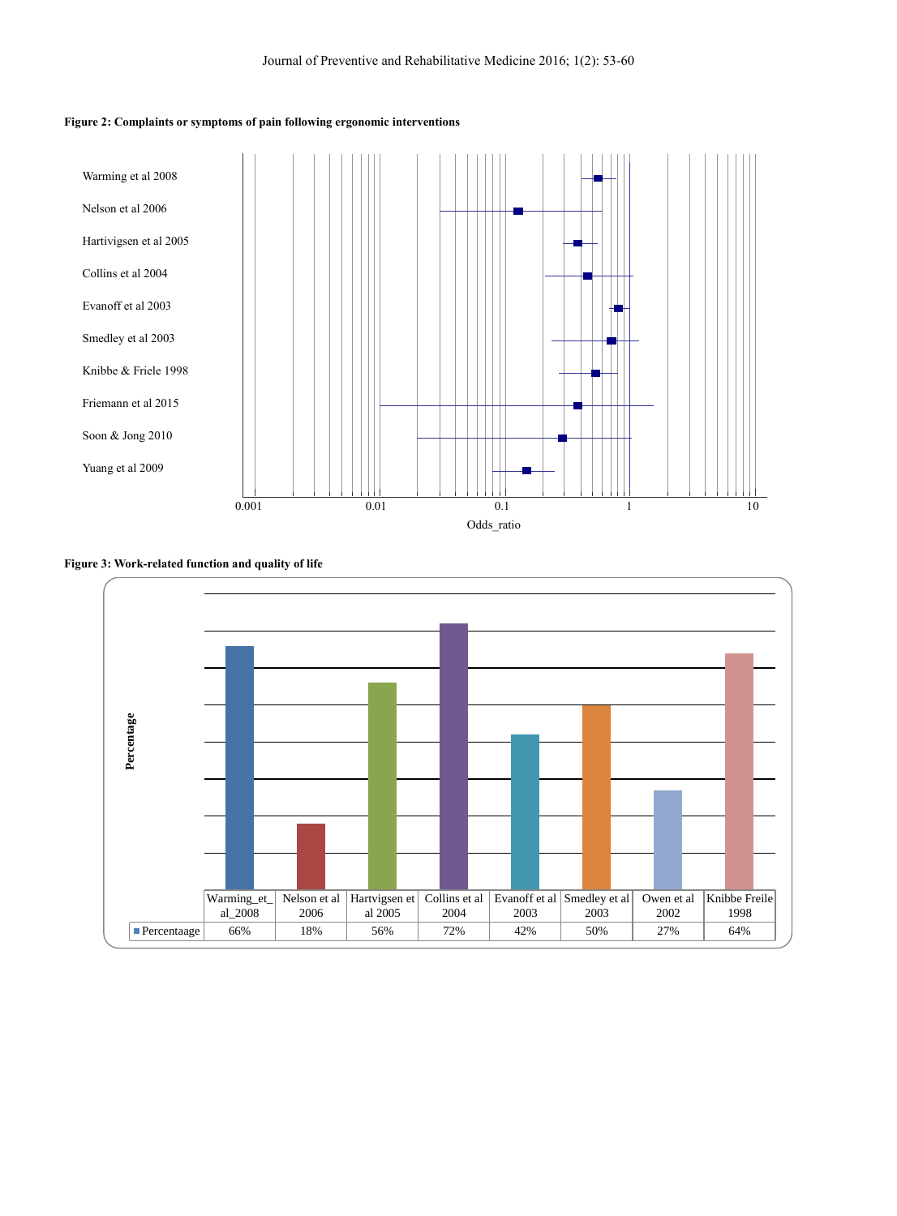**Figure 2: Complaints or symptoms of pain following ergonomic interventions**

**Figure 3: Work-related function and quality of life**

| | Warming_et_al_2008 | Nelson et al 2006 | Hartvigsen et al 2005 | Collins et al 2004 | Evanoff et al 2003 | Smedley et al 2003 | Owen et al 2002 | Knibbe Freile 1998 |
|---|---|---|---|---|---|---|---|---|
| Percentaage | 66% | 18% | 56% | 72% | 42% | 50% | 27% | 64% |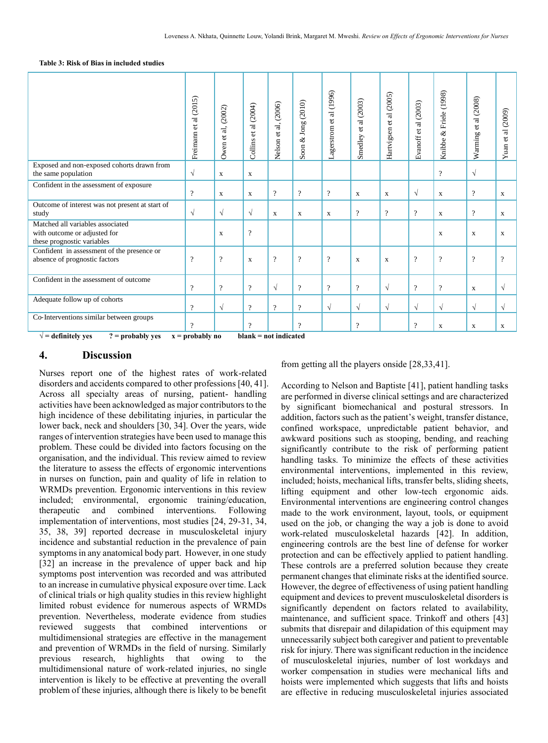**Table 3: Risk of Bias in included studies**

| | Freimann et al (2015) | Owen et al, (2002) | Collins et al (2004) | Nelson et al, (2006) | Soon & Jong (2010) | Lagerstrom et al (1996) | Smedley et al (2003) | Hartvigsen et al (2005) | Evanoff et al (2003) | Knibbe & Friele (1998) | Warming et al (2008) | Yuan et al (2009) |
|---|---|---|---|---|---|---|---|---|---|---|---|---|
| Exposed and non-exposed cohorts drawn from the same population | √ | x | x | | | | | | | ? | √ | |
| Confident in the assessment of exposure | ? | x | x | ? | ? | ? | x | x | √ | x | ? | x |
| Outcome of interest was not present at start of study | √ | √ | √ | x | x | x | ? | ? | ? | x | ? | x |
| Matched all variables associated with outcome or adjusted for these prognostic variables | | x | ? | | | | | | | x | x | x |
| Confident in assessment of the presence or absence of prognostic factors | ? | ? | x | ? | ? | ? | x | x | ? | ? | ? | ? |
| Confident in the assessment of outcome | ? | ? | ? | √ | ? | ? | ? | √ | ? | ? | x | √ |
| Adequate follow up of cohorts | ? | √ | ? | ? | ? | √ | √ | √ | √ | √ | √ | √ |
| Co-Interventions similar between groups | ? | | ? | | ? | | ? | | ? | x | x | x |

**√ = definitely yes    ? = probably yes    x = probably no    blank = not indicated**

## 4. Discussion

Nurses report one of the highest rates of work-related disorders and accidents compared to other professions [40, 41]. Across all specialty areas of nursing, patient- handling activities have been acknowledged as major contributors to the high incidence of these debilitating injuries, in particular the lower back, neck and shoulders [30, 34]. Over the years, wide ranges of intervention strategies have been used to manage this problem. These could be divided into factors focusing on the organisation, and the individual. This review aimed to review the literature to assess the effects of ergonomic interventions in nurses on function, pain and quality of life in relation to WRMDs prevention. Ergonomic interventions in this review included; environmental, ergonomic training/education, therapeutic and combined interventions. Following implementation of interventions, most studies [24, 29-31, 34, 35, 38, 39] reported decrease in musculoskeletal injury incidence and substantial reduction in the prevalence of pain symptoms in any anatomical body part. However, in one study [32] an increase in the prevalence of upper back and hip symptoms post intervention was recorded and was attributed to an increase in cumulative physical exposure over time. Lack of clinical trials or high quality studies in this review highlight limited robust evidence for numerous aspects of WRMDs prevention. Nevertheless, moderate evidence from studies reviewed suggests that combined interventions or multidimensional strategies are effective in the management and prevention of WRMDs in the field of nursing. Similarly previous research, highlights that owing to the multidimensional nature of work-related injuries, no single intervention is likely to be effective at preventing the overall problem of these injuries, although there is likely to be benefit from getting all the players onside [28,33,41].

According to Nelson and Baptiste [41], patient handling tasks are performed in diverse clinical settings and are characterized by significant biomechanical and postural stressors. In addition, factors such as the patient's weight, transfer distance, confined workspace, unpredictable patient behavior, and awkward positions such as stooping, bending, and reaching significantly contribute to the risk of performing patient handling tasks. To minimize the effects of these activities environmental interventions, implemented in this review, included; hoists, mechanical lifts, transfer belts, sliding sheets, lifting equipment and other low-tech ergonomic aids. Environmental interventions are engineering control changes made to the work environment, layout, tools, or equipment used on the job, or changing the way a job is done to avoid work-related musculoskeletal hazards [42]. In addition, engineering controls are the best line of defense for worker protection and can be effectively applied to patient handling. These controls are a preferred solution because they create permanent changes that eliminate risks at the identified source. However, the degree of effectiveness of using patient handling equipment and devices to prevent musculoskeletal disorders is significantly dependent on factors related to availability, maintenance, and sufficient space. Trinkoff and others [43] submits that disrepair and dilapidation of this equipment may unnecessarily subject both caregiver and patient to preventable risk for injury. There was significant reduction in the incidence of musculoskeletal injuries, number of lost workdays and worker compensation in studies were mechanical lifts and hoists were implemented which suggests that lifts and hoists are effective in reducing musculoskeletal injuries associated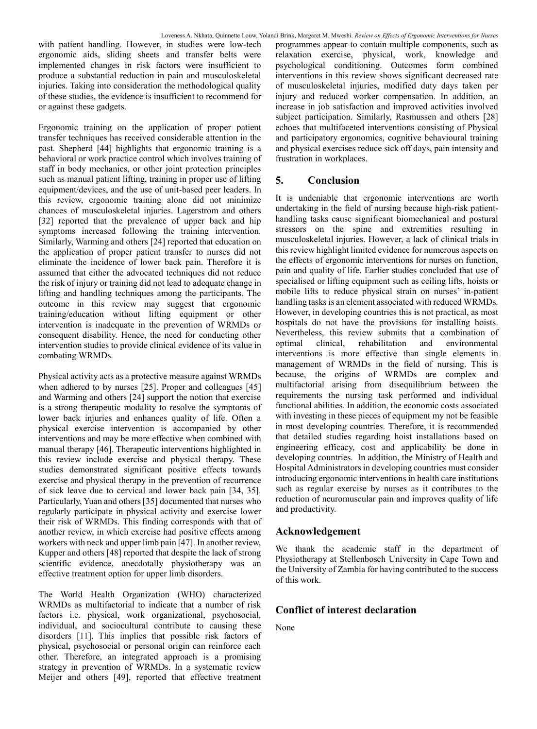with patient handling. However, in studies were low-tech ergonomic aids, sliding sheets and transfer belts were implemented changes in risk factors were insufficient to produce a substantial reduction in pain and musculoskeletal injuries. Taking into consideration the methodological quality of these studies, the evidence is insufficient to recommend for or against these gadgets.

Ergonomic training on the application of proper patient transfer techniques has received considerable attention in the past. Shepherd [44] highlights that ergonomic training is a behavioral or work practice control which involves training of staff in body mechanics, or other joint protection principles such as manual patient lifting, training in proper use of lifting equipment/devices, and the use of unit-based peer leaders. In this review, ergonomic training alone did not minimize chances of musculoskeletal injuries. Lagerstrom and others [32] reported that the prevalence of upper back and hip symptoms increased following the training intervention. Similarly, Warming and others [24] reported that education on the application of proper patient transfer to nurses did not eliminate the incidence of lower back pain. Therefore it is assumed that either the advocated techniques did not reduce the risk of injury or training did not lead to adequate change in lifting and handling techniques among the participants. The outcome in this review may suggest that ergonomic training/education without lifting equipment or other intervention is inadequate in the prevention of WRMDs or consequent disability. Hence, the need for conducting other intervention studies to provide clinical evidence of its value in combating WRMDs.

Physical activity acts as a protective measure against WRMDs when adhered to by nurses [25]. Proper and colleagues [45] and Warming and others [24] support the notion that exercise is a strong therapeutic modality to resolve the symptoms of lower back injuries and enhances quality of life. Often a physical exercise intervention is accompanied by other interventions and may be more effective when combined with manual therapy [46]. Therapeutic interventions highlighted in this review include exercise and physical therapy. These studies demonstrated significant positive effects towards exercise and physical therapy in the prevention of recurrence of sick leave due to cervical and lower back pain [34, 35]. Particularly, Yuan and others [35] documented that nurses who regularly participate in physical activity and exercise lower their risk of WRMDs. This finding corresponds with that of another review, in which exercise had positive effects among workers with neck and upper limb pain [47]. In another review, Kupper and others [48] reported that despite the lack of strong scientific evidence, anecdotally physiotherapy was an effective treatment option for upper limb disorders.

The World Health Organization (WHO) characterized WRMDs as multifactorial to indicate that a number of risk factors i.e. physical, work organizational, psychosocial, individual, and sociocultural contribute to causing these disorders [11]. This implies that possible risk factors of physical, psychosocial or personal origin can reinforce each other. Therefore, an integrated approach is a promising strategy in prevention of WRMDs. In a systematic review Meijer and others [49], reported that effective treatment programmes appear to contain multiple components, such as relaxation exercise, physical, work, knowledge and psychological conditioning. Outcomes form combined interventions in this review shows significant decreased rate of musculoskeletal injuries, modified duty days taken per injury and reduced worker compensation. In addition, an increase in job satisfaction and improved activities involved subject participation. Similarly, Rasmussen and others [28] echoes that multifaceted interventions consisting of Physical and participatory ergonomics, cognitive behavioural training and physical exercises reduce sick off days, pain intensity and frustration in workplaces.

## 5. Conclusion

It is undeniable that ergonomic interventions are worth undertaking in the field of nursing because high-risk patient-handling tasks cause significant biomechanical and postural stressors on the spine and extremities resulting in musculoskeletal injuries. However, a lack of clinical trials in this review highlight limited evidence for numerous aspects on the effects of ergonomic interventions for nurses on function, pain and quality of life. Earlier studies concluded that use of specialised or lifting equipment such as ceiling lifts, hoists or mobile lifts to reduce physical strain on nurses' in-patient handling tasks is an element associated with reduced WRMDs. However, in developing countries this is not practical, as most hospitals do not have the provisions for installing hoists. Nevertheless, this review submits that a combination of optimal clinical, rehabilitation and environmental interventions is more effective than single elements in management of WRMDs in the field of nursing. This is because, the origins of WRMDs are complex and multifactorial arising from disequilibrium between the requirements the nursing task performed and individual functional abilities. In addition, the economic costs associated with investing in these pieces of equipment my not be feasible in most developing countries. Therefore, it is recommended that detailed studies regarding hoist installations based on engineering efficacy, cost and applicability be done in developing countries. In addition, the Ministry of Health and Hospital Administrators in developing countries must consider introducing ergonomic interventions in health care institutions such as regular exercise by nurses as it contributes to the reduction of neuromuscular pain and improves quality of life and productivity.

## Acknowledgement

We thank the academic staff in the department of Physiotherapy at Stellenbosch University in Cape Town and the University of Zambia for having contributed to the success of this work.

## Conflict of interest declaration

None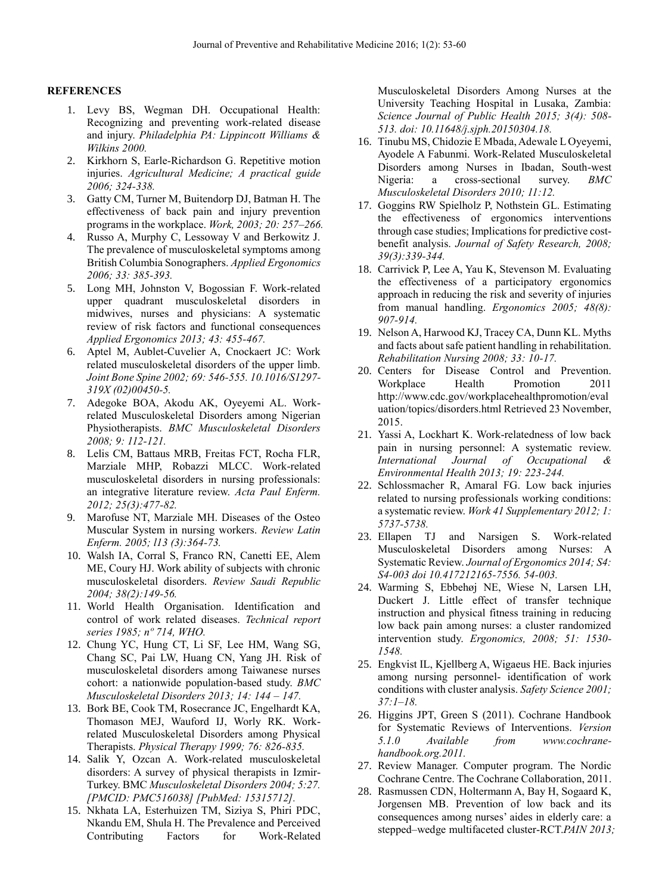**REFERENCES**

1. Levy BS, Wegman DH. Occupational Health: Recognizing and preventing work-related disease and injury. *Philadelphia PA: Lippincott Williams & Wilkins 2000.*
2. Kirkhorn S, Earle-Richardson G. Repetitive motion injuries. *Agricultural Medicine; A practical guide 2006; 324-338.*
3. Gatty CM, Turner M, Buitendorp DJ, Batman H. The effectiveness of back pain and injury prevention programs in the workplace. *Work, 2003; 20: 257–266.*
4. Russo A, Murphy C, Lessoway V and Berkowitz J. The prevalence of musculoskeletal symptoms among British Columbia Sonographers. *Applied Ergonomics 2006; 33: 385-393.*
5. Long MH, Johnston V, Bogossian F. Work-related upper quadrant musculoskeletal disorders in midwives, nurses and physicians: A systematic review of risk factors and functional consequences *Applied Ergonomics 2013; 43: 455-467.*
6. Aptel M, Aublet-Cuvelier A, Cnockaert JC: Work related musculoskeletal disorders of the upper limb. *Joint Bone Spine 2002; 69: 546-555. 10.1016/S1297-319X (02)00450-5.*
7. Adegoke BOA, Akodu AK, Oyeyemi AL. Work-related Musculoskeletal Disorders among Nigerian Physiotherapists. *BMC Musculoskeletal Disorders 2008; 9: 112-121.*
8. Lelis CM, Battaus MRB, Freitas FCT, Rocha FLR, Marziale MHP, Robazzi MLCC. Work-related musculoskeletal disorders in nursing professionals: an integrative literature review. *Acta Paul Enferm. 2012; 25(3):477-82.*
9. Marofuse NT, Marziale MH. Diseases of the Osteo Muscular System in nursing workers. *Review Latin Enferm. 2005; l13 (3):364-73.*
10. Walsh IA, Corral S, Franco RN, Canetti EE, Alem ME, Coury HJ. Work ability of subjects with chronic musculoskeletal disorders. *Review Saudi Republic 2004; 38(2):149-56.*
11. World Health Organisation. Identification and control of work related diseases. *Technical report series 1985; nº 714, WHO.*
12. Chung YC, Hung CT, Li SF, Lee HM, Wang SG, Chang SC, Pai LW, Huang CN, Yang JH. Risk of musculoskeletal disorders among Taiwanese nurses cohort: a nationwide population-based study. *BMC Musculoskeletal Disorders 2013; 14: 144 – 147.*
13. Bork BE, Cook TM, Rosecrance JC, Engelhardt KA, Thomason MEJ, Wauford IJ, Worly RK. Work-related Musculoskeletal Disorders among Physical Therapists. *Physical Therapy 1999; 76: 826-835.*
14. Salik Y, Ozcan A. Work-related musculoskeletal disorders: A survey of physical therapists in Izmir-Turkey. BMC *Musculoskeletal Disorders 2004; 5:27. [PMCID: PMC516038] [PubMed: 15315712].*
15. Nkhata LA, Esterhuizen TM, Siziya S, Phiri PDC, Nkandu EM, Shula H. The Prevalence and Perceived Contributing Factors for Work-Related Musculoskeletal Disorders Among Nurses at the University Teaching Hospital in Lusaka, Zambia: *Science Journal of Public Health 2015; 3(4): 508-513. doi: 10.11648/j.sjph.20150304.18.*
16. Tinubu MS, Chidozie E Mbada, Adewale L Oyeyemi, Ayodele A Fabunmi. Work-Related Musculoskeletal Disorders among Nurses in Ibadan, South-west Nigeria: a cross-sectional survey. *BMC Musculoskeletal Disorders 2010; 11:12.*
17. Goggins RW Spielholz P, Nothstein GL. Estimating the effectiveness of ergonomics interventions through case studies; Implications for predictive cost-benefit analysis. *Journal of Safety Research, 2008; 39(3):339-344.*
18. Carrivick P, Lee A, Yau K, Stevenson M. Evaluating the effectiveness of a participatory ergonomics approach in reducing the risk and severity of injuries from manual handling. *Ergonomics 2005; 48(8): 907-914.*
19. Nelson A, Harwood KJ, Tracey CA, Dunn KL. Myths and facts about safe patient handling in rehabilitation. *Rehabilitation Nursing 2008; 33: 10-17.*
20. Centers for Disease Control and Prevention. Workplace Health Promotion 2011 http://www.cdc.gov/workplacehealthpromotion/evaluation/topics/disorders.html Retrieved 23 November, 2015.
21. Yassi A, Lockhart K. Work-relatedness of low back pain in nursing personnel: A systematic review. *International Journal of Occupational & Environmental Health 2013; 19: 223-244.*
22. Schlossmacher R, Amaral FG. Low back injuries related to nursing professionals working conditions: a systematic review. *Work 41 Supplementary 2012; 1: 5737-5738.*
23. Ellapen TJ and Narsigen S. Work-related Musculoskeletal Disorders among Nurses: A Systematic Review. *Journal of Ergonomics 2014; S4: S4-003 doi 10.417212165-7556. 54-003.*
24. Warming S, Ebbehøj NE, Wiese N, Larsen LH, Duckert J. Little effect of transfer technique instruction and physical fitness training in reducing low back pain among nurses: a cluster randomized intervention study. *Ergonomics, 2008; 51: 1530-1548.*
25. Engkvist IL, Kjellberg A, Wigaeus HE. Back injuries among nursing personnel- identification of work conditions with cluster analysis. *Safety Science 2001; 37:1–18.*
26. Higgins JPT, Green S (2011). Cochrane Handbook for Systematic Reviews of Interventions. *Version 5.1.0 Available from www.cochrane-handbook.org.2011.*
27. Review Manager. Computer program. The Nordic Cochrane Centre. The Cochrane Collaboration, 2011.
28. Rasmussen CDN, Holtermann A, Bay H, Sogaard K, Jorgensen MB. Prevention of low back and its consequences among nurses' aides in elderly care: a stepped–wedge multifaceted cluster-RCT.*PAIN 2013;*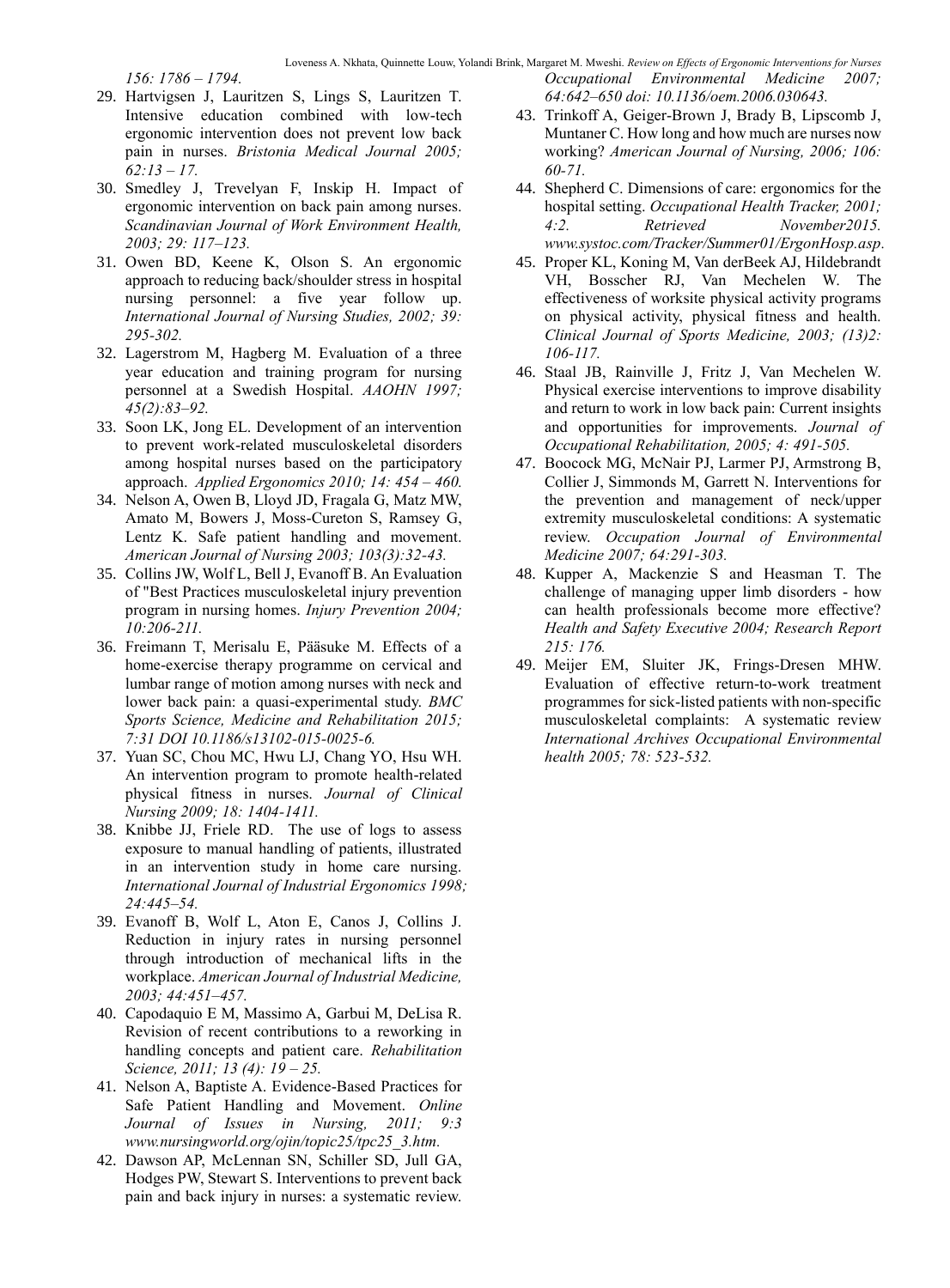156: 1786 – 1794.

29. Hartvigsen J, Lauritzen S, Lings S, Lauritzen T. Intensive education combined with low-tech ergonomic intervention does not prevent low back pain in nurses. *Bristonia Medical Journal 2005; 62:13 – 17.*
30. Smedley J, Trevelyan F, Inskip H. Impact of ergonomic intervention on back pain among nurses. *Scandinavian Journal of Work Environment Health, 2003; 29: 117–123.*
31. Owen BD, Keene K, Olson S. An ergonomic approach to reducing back/shoulder stress in hospital nursing personnel: a five year follow up. *International Journal of Nursing Studies, 2002; 39: 295-302.*
32. Lagerstrom M, Hagberg M. Evaluation of a three year education and training program for nursing personnel at a Swedish Hospital. *AAOHN 1997; 45(2):83–92.*
33. Soon LK, Jong EL. Development of an intervention to prevent work-related musculoskeletal disorders among hospital nurses based on the participatory approach. *Applied Ergonomics 2010; 14: 454 – 460.*
34. Nelson A, Owen B, Lloyd JD, Fragala G, Matz MW, Amato M, Bowers J, Moss-Cureton S, Ramsey G, Lentz K. Safe patient handling and movement. *American Journal of Nursing 2003; 103(3):32-43.*
35. Collins JW, Wolf L, Bell J, Evanoff B. An Evaluation of "Best Practices musculoskeletal injury prevention program in nursing homes. *Injury Prevention 2004; 10:206-211.*
36. Freimann T, Merisalu E, Pääsuke M. Effects of a home-exercise therapy programme on cervical and lumbar range of motion among nurses with neck and lower back pain: a quasi-experimental study. *BMC Sports Science, Medicine and Rehabilitation 2015; 7:31 DOI 10.1186/s13102-015-0025-6.*
37. Yuan SC, Chou MC, Hwu LJ, Chang YO, Hsu WH. An intervention program to promote health-related physical fitness in nurses. *Journal of Clinical Nursing 2009; 18: 1404-1411.*
38. Knibbe JJ, Friele RD. The use of logs to assess exposure to manual handling of patients, illustrated in an intervention study in home care nursing. *International Journal of Industrial Ergonomics 1998; 24:445–54.*
39. Evanoff B, Wolf L, Aton E, Canos J, Collins J. Reduction in injury rates in nursing personnel through introduction of mechanical lifts in the workplace. *American Journal of Industrial Medicine, 2003; 44:451–457.*
40. Capodaquio E M, Massimo A, Garbui M, DeLisa R. Revision of recent contributions to a reworking in handling concepts and patient care. *Rehabilitation Science, 2011; 13 (4): 19 – 25.*
41. Nelson A, Baptiste A. Evidence-Based Practices for Safe Patient Handling and Movement. *Online Journal of Issues in Nursing, 2011; 9:3 www.nursingworld.org/ojin/topic25/tpc25_3.htm.*
42. Dawson AP, McLennan SN, Schiller SD, Jull GA, Hodges PW, Stewart S. Interventions to prevent back pain and back injury in nurses: a systematic review. *Occupational Environmental Medicine 2007; 64:642–650 doi: 10.1136/oem.2006.030643.*
43. Trinkoff A, Geiger-Brown J, Brady B, Lipscomb J, Muntaner C. How long and how much are nurses now working? *American Journal of Nursing, 2006; 106: 60-71.*
44. Shepherd C. Dimensions of care: ergonomics for the hospital setting. *Occupational Health Tracker, 2001; 4:2. Retrieved November2015. www.systoc.com/Tracker/Summer01/ErgonHosp.asp.*
45. Proper KL, Koning M, Van derBeek AJ, Hildebrandt VH, Bosscher RJ, Van Mechelen W. The effectiveness of worksite physical activity programs on physical activity, physical fitness and health. *Clinical Journal of Sports Medicine, 2003; (13)2: 106-117.*
46. Staal JB, Rainville J, Fritz J, Van Mechelen W. Physical exercise interventions to improve disability and return to work in low back pain: Current insights and opportunities for improvements. *Journal of Occupational Rehabilitation, 2005; 4: 491-505.*
47. Boocock MG, McNair PJ, Larmer PJ, Armstrong B, Collier J, Simmonds M, Garrett N. Interventions for the prevention and management of neck/upper extremity musculoskeletal conditions: A systematic review. *Occupation Journal of Environmental Medicine 2007; 64:291-303.*
48. Kupper A, Mackenzie S and Heasman T. The challenge of managing upper limb disorders - how can health professionals become more effective? *Health and Safety Executive 2004; Research Report 215: 176.*
49. Meijer EM, Sluiter JK, Frings-Dresen MHW. Evaluation of effective return-to-work treatment programmes for sick-listed patients with non-specific musculoskeletal complaints: A systematic review *International Archives Occupational Environmental health 2005; 78: 523-532.*